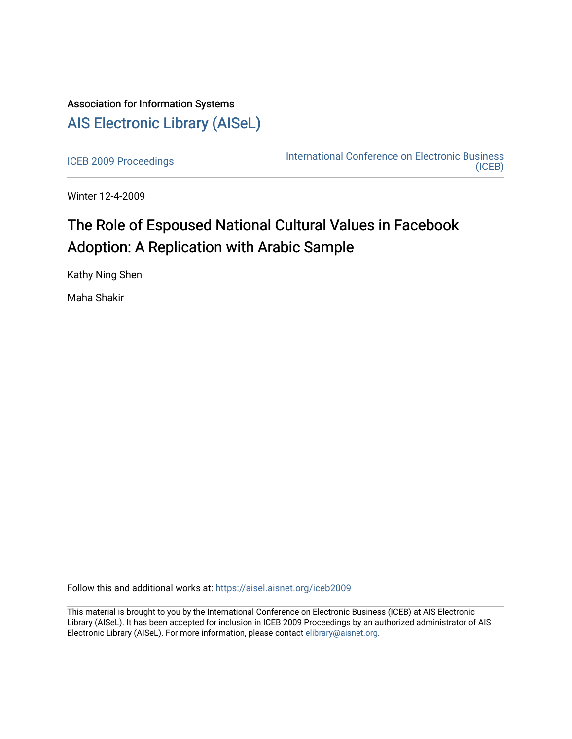Association for Information Systems

# AIS Electronic Library (AISeL)

ICEB 2009 Proceedings

International Conference on Electronic Business (ICEB)

Winter 12-4-2009

# The Role of Espoused National Cultural Values in Facebook Adoption: A Replication with Arabic Sample

Kathy Ning Shen

Maha Shakir

Follow this and additional works at: https://aisel.aisnet.org/iceb2009

This material is brought to you by the International Conference on Electronic Business (ICEB) at AIS Electronic Library (AISeL). It has been accepted for inclusion in ICEB 2009 Proceedings by an authorized administrator of AIS Electronic Library (AISeL). For more information, please contact elibrary@aisnet.org.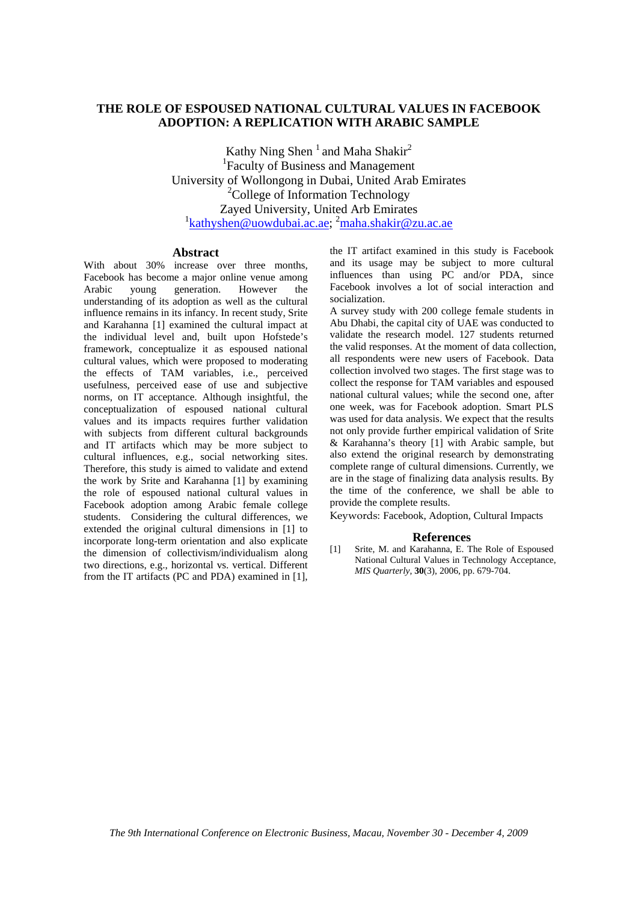# THE ROLE OF ESPOUSED NATIONAL CULTURAL VALUES IN FACEBOOK ADOPTION: A REPLICATION WITH ARABIC SAMPLE

Kathy Ning Shen [1] and Maha Shakir[2]
[1]Faculty of Business and Management
University of Wollongong in Dubai, United Arab Emirates
[2]College of Information Technology
Zayed University, United Arb Emirates
[1]kathyshen@uowdubai.ac.ae; [2]maha.shakir@zu.ac.ae

## Abstract

With about 30% increase over three months, Facebook has become a major online venue among Arabic young generation. However the understanding of its adoption as well as the cultural influence remains in its infancy. In recent study, Srite and Karahanna [1] examined the cultural impact at the individual level and, built upon Hofstede's framework, conceptualize it as espoused national cultural values, which were proposed to moderating the effects of TAM variables, i.e., perceived usefulness, perceived ease of use and subjective norms, on IT acceptance. Although insightful, the conceptualization of espoused national cultural values and its impacts requires further validation with subjects from different cultural backgrounds and IT artifacts which may be more subject to cultural influences, e.g., social networking sites. Therefore, this study is aimed to validate and extend the work by Srite and Karahanna [1] by examining the role of espoused national cultural values in Facebook adoption among Arabic female college students. Considering the cultural differences, we extended the original cultural dimensions in [1] to incorporate long-term orientation and also explicate the dimension of collectivism/individualism along two directions, e.g., horizontal vs. vertical. Different from the IT artifacts (PC and PDA) examined in [1], the IT artifact examined in this study is Facebook and its usage may be subject to more cultural influences than using PC and/or PDA, since Facebook involves a lot of social interaction and socialization.

A survey study with 200 college female students in Abu Dhabi, the capital city of UAE was conducted to validate the research model. 127 students returned the valid responses. At the moment of data collection, all respondents were new users of Facebook. Data collection involved two stages. The first stage was to collect the response for TAM variables and espoused national cultural values; while the second one, after one week, was for Facebook adoption. Smart PLS was used for data analysis. We expect that the results not only provide further empirical validation of Srite & Karahanna's theory [1] with Arabic sample, but also extend the original research by demonstrating complete range of cultural dimensions. Currently, we are in the stage of finalizing data analysis results. By the time of the conference, we shall be able to provide the complete results.

Keywords: Facebook, Adoption, Cultural Impacts

## References

[1] Srite, M. and Karahanna, E. The Role of Espoused National Cultural Values in Technology Acceptance, *MIS Quarterly*, **30**(3), 2006, pp. 679-704.